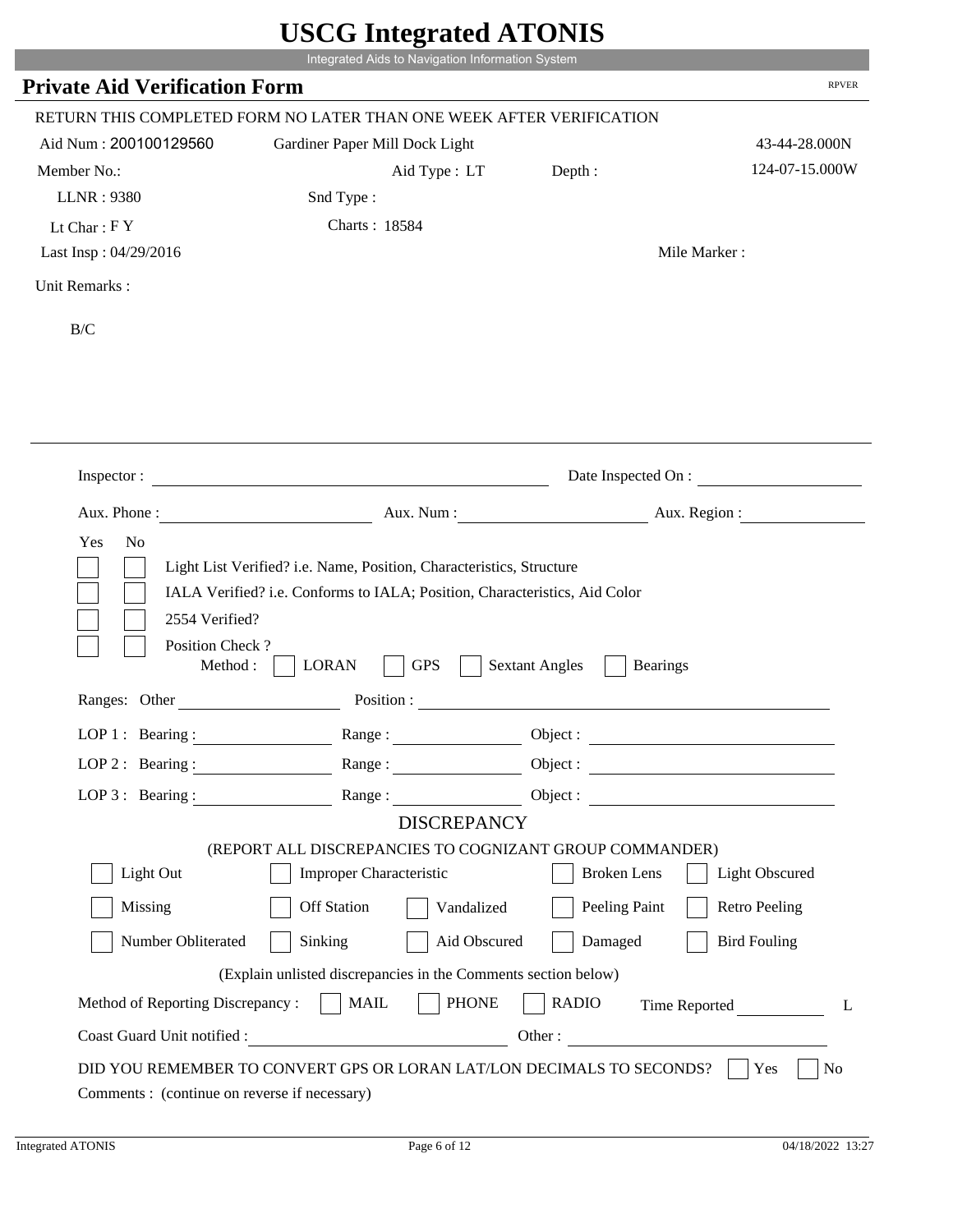# USCG Integrated ATONIS

Integrated Aids to Navigation Information System

## Private Aid Verification Form

RPVER

RETURN THIS COMPLETED FORM NO LATER THAN ONE WEEK AFTER VERIFICATION

Aid Num : 200100129560 &nbsp;&nbsp; Gardiner Paper Mill Dock Light &nbsp;&nbsp; 43-44-28.000N

Member No.: &nbsp;&nbsp; Aid Type : LT &nbsp;&nbsp; Depth : &nbsp;&nbsp; 124-07-15.000W

LLNR : 9380 &nbsp;&nbsp; Snd Type :

Lt Char : F Y &nbsp;&nbsp; Charts : 18584

Last Insp : 04/29/2016 &nbsp;&nbsp; Mile Marker :

Unit Remarks :

B/C

---

Inspector : ______________________ Date Inspected On : ______________

Aux. Phone : ______________ Aux. Num : ______________ Aux. Region : ______________

Yes No

- [ ] [ ] Light List Verified? i.e. Name, Position, Characteristics, Structure
- [ ] [ ] IALA Verified? i.e. Conforms to IALA; Position, Characteristics, Aid Color
- [ ] [ ] 2554 Verified?
- [ ] [ ] Position Check ?

Method : [ ] LORAN [ ] GPS [ ] Sextant Angles [ ] Bearings

Ranges: Other ______________ Position : ______________________

LOP 1 : Bearing : ____________ Range : ____________ Object : ______________

LOP 2 : Bearing : ____________ Range : ____________ Object : ______________

LOP 3 : Bearing : ____________ Range : ____________ Object : ______________

### DISCREPANCY

(REPORT ALL DISCREPANCIES TO COGNIZANT GROUP COMMANDER)

- [ ] Light Out
- [ ] Improper Characteristic
- [ ] Broken Lens
- [ ] Light Obscured
- [ ] Missing
- [ ] Off Station
- [ ] Vandalized
- [ ] Peeling Paint
- [ ] Retro Peeling
- [ ] Number Obliterated
- [ ] Sinking
- [ ] Aid Obscured
- [ ] Damaged
- [ ] Bird Fouling

(Explain unlisted discrepancies in the Comments section below)

Method of Reporting Discrepancy : [ ] MAIL [ ] PHONE [ ] RADIO &nbsp;&nbsp; Time Reported ________ L

Coast Guard Unit notified : ______________________ Other : ______________________

DID YOU REMEMBER TO CONVERT GPS OR LORAN LAT/LON DECIMALS TO SECONDS? [ ] Yes [ ] No

Comments : (continue on reverse if necessary)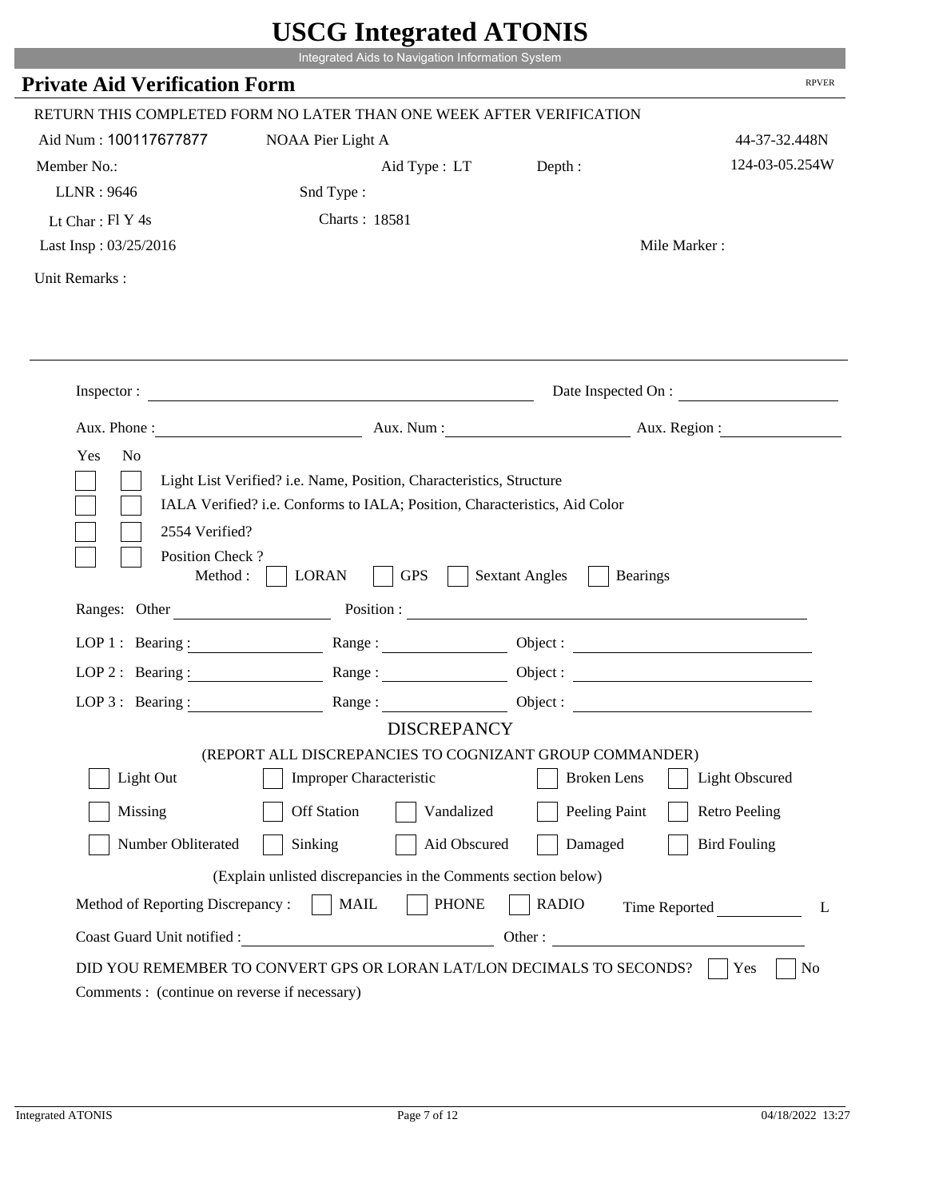# USCG Integrated ATONIS

Integrated Aids to Navigation Information System

## Private Aid Verification Form

RPVER

RETURN THIS COMPLETED FORM NO LATER THAN ONE WEEK AFTER VERIFICATION

Aid Num : 100117677877 NOAA Pier Light A 44-37-32.448N

Member No.: Aid Type : LT Depth : 124-03-05.254W

LLNR : 9646 Snd Type :

Lt Char : Fl Y 4s Charts : 18581

Last Insp : 03/25/2016 Mile Marker :

Unit Remarks :

Inspector : Date Inspected On :

Aux. Phone : Aux. Num : Aux. Region :

Yes No

- [ ] [ ] Light List Verified? i.e. Name, Position, Characteristics, Structure
- [ ] [ ] IALA Verified? i.e. Conforms to IALA; Position, Characteristics, Aid Color
- [ ] [ ] 2554 Verified?
- [ ] [ ] Position Check ?

Method : [ ] LORAN [ ] GPS [ ] Sextant Angles [ ] Bearings

Ranges: Other Position :

LOP 1 : Bearing : Range : Object :

LOP 2 : Bearing : Range : Object :

LOP 3 : Bearing : Range : Object :

### DISCREPANCY

(REPORT ALL DISCREPANCIES TO COGNIZANT GROUP COMMANDER)

- [ ] Light Out
- [ ] Improper Characteristic
- [ ] Broken Lens
- [ ] Light Obscured
- [ ] Missing
- [ ] Off Station
- [ ] Vandalized
- [ ] Peeling Paint
- [ ] Retro Peeling
- [ ] Number Obliterated
- [ ] Sinking
- [ ] Aid Obscured
- [ ] Damaged
- [ ] Bird Fouling

(Explain unlisted discrepancies in the Comments section below)

Method of Reporting Discrepancy : [ ] MAIL [ ] PHONE [ ] RADIO Time Reported L

Coast Guard Unit notified : Other :

DID YOU REMEMBER TO CONVERT GPS OR LORAN LAT/LON DECIMALS TO SECONDS? [ ] Yes [ ] No

Comments : (continue on reverse if necessary)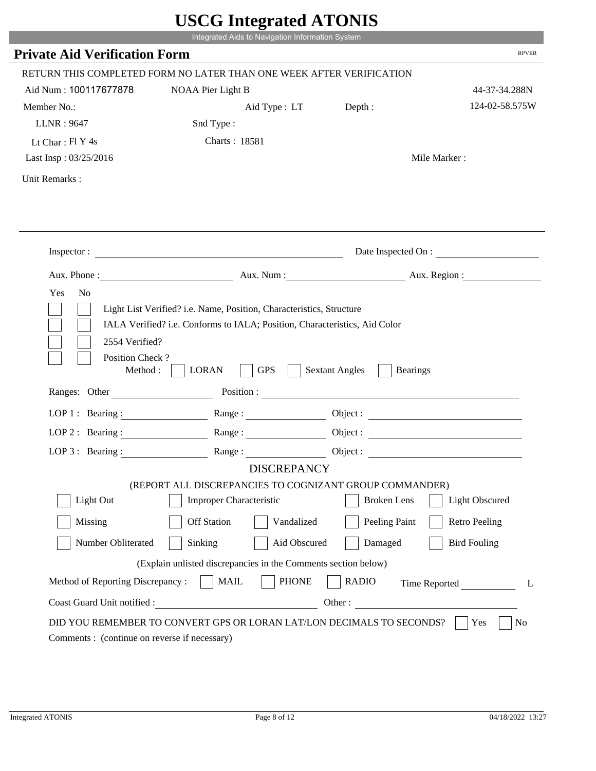# USCG Integrated ATONIS

Integrated Aids to Navigation Information System

## Private Aid Verification Form

RPVER

RETURN THIS COMPLETED FORM NO LATER THAN ONE WEEK AFTER VERIFICATION

Aid Num : 100117677878    NOAA Pier Light B    44-37-34.288N

Member No.:    Aid Type : LT    Depth :    124-02-58.575W

LLNR : 9647    Snd Type :

Lt Char : Fl Y 4s    Charts : 18581

Last Insp : 03/25/2016    Mile Marker :

Unit Remarks :

Inspector : ____________________    Date Inspected On : ____________

Aux. Phone : ____________    Aux. Num : ____________    Aux. Region : ____________

Yes  No

- [ ] [ ] Light List Verified? i.e. Name, Position, Characteristics, Structure
- [ ] [ ] IALA Verified? i.e. Conforms to IALA; Position, Characteristics, Aid Color
- [ ] [ ] 2554 Verified?
- [ ] [ ] Position Check ?

Method : [ ] LORAN [ ] GPS [ ] Sextant Angles [ ] Bearings

Ranges: Other ____________    Position : ____________

LOP 1 : Bearing : ____________    Range : ____________    Object : ____________

LOP 2 : Bearing : ____________    Range : ____________    Object : ____________

LOP 3 : Bearing : ____________    Range : ____________    Object : ____________

### DISCREPANCY

(REPORT ALL DISCREPANCIES TO COGNIZANT GROUP COMMANDER)

- [ ] Light Out
- [ ] Improper Characteristic
- [ ] Broken Lens
- [ ] Light Obscured
- [ ] Missing
- [ ] Off Station
- [ ] Vandalized
- [ ] Peeling Paint
- [ ] Retro Peeling
- [ ] Number Obliterated
- [ ] Sinking
- [ ] Aid Obscured
- [ ] Damaged
- [ ] Bird Fouling

(Explain unlisted discrepancies in the Comments section below)

Method of Reporting Discrepancy : [ ] MAIL [ ] PHONE [ ] RADIO    Time Reported ____________ L

Coast Guard Unit notified : ____________    Other : ____________

DID YOU REMEMBER TO CONVERT GPS OR LORAN LAT/LON DECIMALS TO SECONDS? [ ] Yes [ ] No

Comments : (continue on reverse if necessary)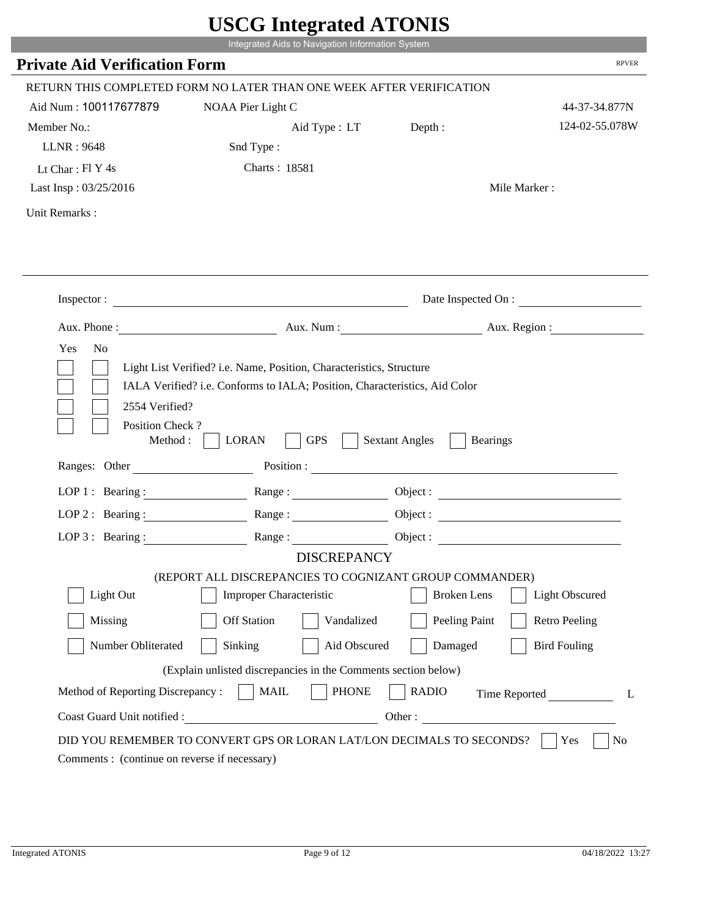# USCG Integrated ATONIS

Integrated Aids to Navigation Information System

## Private Aid Verification Form

RPVER

RETURN THIS COMPLETED FORM NO LATER THAN ONE WEEK AFTER VERIFICATION

Aid Num : 100117677879 NOAA Pier Light C 44-37-34.877N

Member No.: Aid Type : LT Depth : 124-02-55.078W

LLNR : 9648 Snd Type :

Lt Char : Fl Y 4s Charts : 18581

Last Insp : 03/25/2016 Mile Marker :

Unit Remarks :

Inspector : Date Inspected On :

Aux. Phone : Aux. Num : Aux. Region :

Yes No

- [ ] [ ] Light List Verified? i.e. Name, Position, Characteristics, Structure
- [ ] [ ] IALA Verified? i.e. Conforms to IALA; Position, Characteristics, Aid Color
- [ ] [ ] 2554 Verified?
- [ ] [ ] Position Check ?

Method : [ ] LORAN [ ] GPS [ ] Sextant Angles [ ] Bearings

Ranges: Other Position :

LOP 1 : Bearing : Range : Object :

LOP 2 : Bearing : Range : Object :

LOP 3 : Bearing : Range : Object :

### DISCREPANCY

(REPORT ALL DISCREPANCIES TO COGNIZANT GROUP COMMANDER)

- [ ] Light Out [ ] Improper Characteristic [ ] Broken Lens [ ] Light Obscured
- [ ] Missing [ ] Off Station [ ] Vandalized [ ] Peeling Paint [ ] Retro Peeling
- [ ] Number Obliterated [ ] Sinking [ ] Aid Obscured [ ] Damaged [ ] Bird Fouling

(Explain unlisted discrepancies in the Comments section below)

Method of Reporting Discrepancy : [ ] MAIL [ ] PHONE [ ] RADIO Time Reported L

Coast Guard Unit notified : Other :

DID YOU REMEMBER TO CONVERT GPS OR LORAN LAT/LON DECIMALS TO SECONDS? [ ] Yes [ ] No

Comments : (continue on reverse if necessary)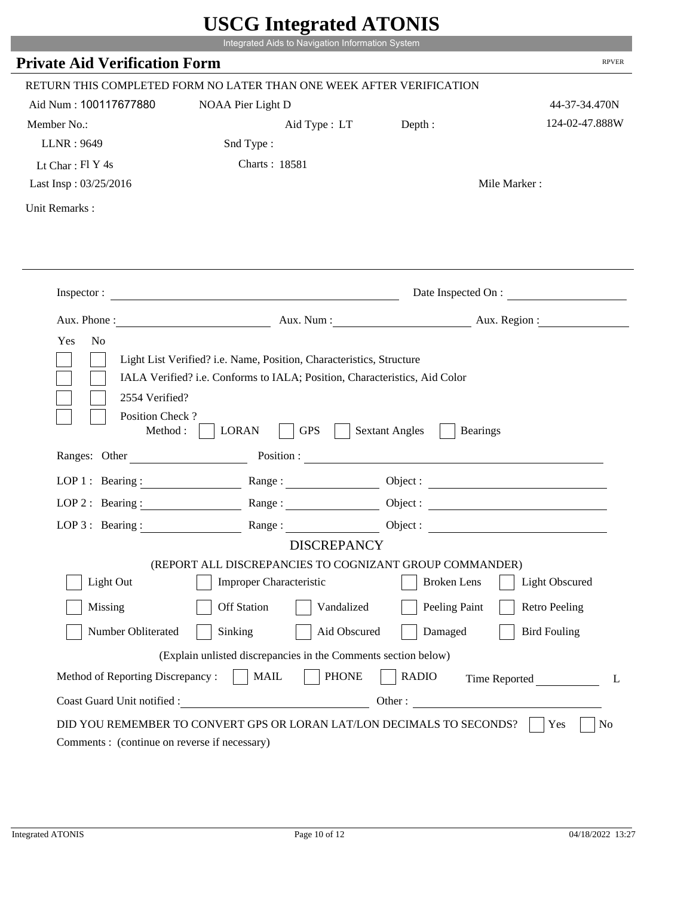# USCG Integrated ATONIS

Integrated Aids to Navigation Information System

## Private Aid Verification Form

RPVER

RETURN THIS COMPLETED FORM NO LATER THAN ONE WEEK AFTER VERIFICATION

Aid Num : 100117677880 NOAA Pier Light D 44-37-34.470N

Member No.: Aid Type : LT Depth : 124-02-47.888W

LLNR : 9649 Snd Type :

Lt Char : Fl Y 4s Charts : 18581

Last Insp : 03/25/2016 Mile Marker :

Unit Remarks :

Inspector : Date Inspected On :

Aux. Phone : Aux. Num : Aux. Region :

Yes No

Light List Verified? i.e. Name, Position, Characteristics, Structure

IALA Verified? i.e. Conforms to IALA; Position, Characteristics, Aid Color

2554 Verified?

Position Check ?

Method : LORAN GPS Sextant Angles Bearings

Ranges: Other Position :

LOP 1 : Bearing : Range : Object :

LOP 2 : Bearing : Range : Object :

LOP 3 : Bearing : Range : Object :

DISCREPANCY

(REPORT ALL DISCREPANCIES TO COGNIZANT GROUP COMMANDER)

Light Out Improper Characteristic Broken Lens Light Obscured

Missing Off Station Vandalized Peeling Paint Retro Peeling

Number Obliterated Sinking Aid Obscured Damaged Bird Fouling

(Explain unlisted discrepancies in the Comments section below)

Method of Reporting Discrepancy : MAIL PHONE RADIO Time Reported L

Coast Guard Unit notified : Other :

DID YOU REMEMBER TO CONVERT GPS OR LORAN LAT/LON DECIMALS TO SECONDS? Yes No

Comments : (continue on reverse if necessary)